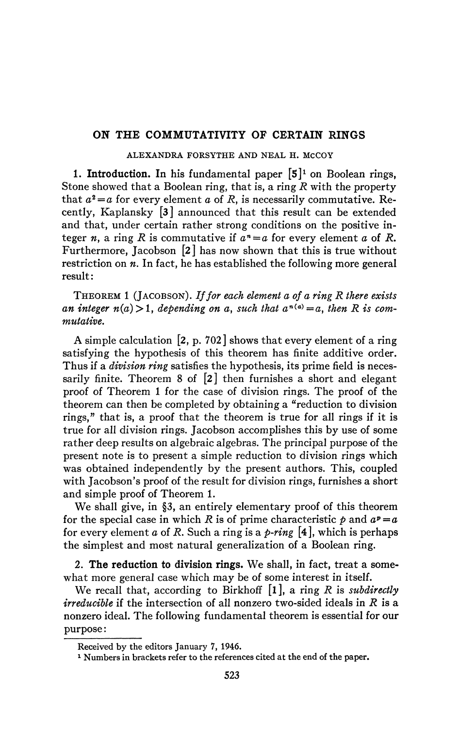# ON THE COMMUTATIVITY OF CERTAIN RINGS

ALEXANDRA FORSYTHE AND NEAL H. McCOY

**1. Introduction.** In his fundamental paper [5][1] on Boolean rings, Stone showed that a Boolean ring, that is, a ring $R$ with the property that $a^2 = a$ for every element $a$ of $R$, is necessarily commutative. Recently, Kaplansky [3] announced that this result can be extended and that, under certain rather strong conditions on the positive integer $n$, a ring $R$ is commutative if $a^n = a$ for every element $a$ of $R$. Furthermore, Jacobson [2] has now shown that this is true without restriction on $n$. In fact, he has established the following more general result:

THEOREM 1 (JACOBSON). *If for each element $a$ of a ring $R$ there exists an integer $n(a) > 1$, depending on $a$, such that $a^{n(a)} = a$, then $R$ is commutative.*

A simple calculation [2, p. 702] shows that every element of a ring satisfying the hypothesis of this theorem has finite additive order. Thus if a *division ring* satisfies the hypothesis, its prime field is necessarily finite. Theorem 8 of [2] then furnishes a short and elegant proof of Theorem 1 for the case of division rings. The proof of the theorem can then be completed by obtaining a "reduction to division rings," that is, a proof that the theorem is true for all rings if it is true for all division rings. Jacobson accomplishes this by use of some rather deep results on algebraic algebras. The principal purpose of the present note is to present a simple reduction to division rings which was obtained independently by the present authors. This, coupled with Jacobson's proof of the result for division rings, furnishes a short and simple proof of Theorem 1.

We shall give, in §3, an entirely elementary proof of this theorem for the special case in which $R$ is of prime characteristic $p$ and $a^p = a$ for every element $a$ of $R$. Such a ring is a *p-ring* [4], which is perhaps the simplest and most natural generalization of a Boolean ring.

**2. The reduction to division rings.** We shall, in fact, treat a somewhat more general case which may be of some interest in itself.

We recall that, according to Birkhoff [1], a ring $R$ is *subdirectly irreducible* if the intersection of all nonzero two-sided ideals in $R$ is a nonzero ideal. The following fundamental theorem is essential for our purpose:

Received by the editors January 7, 1946.

[1] Numbers in brackets refer to the references cited at the end of the paper.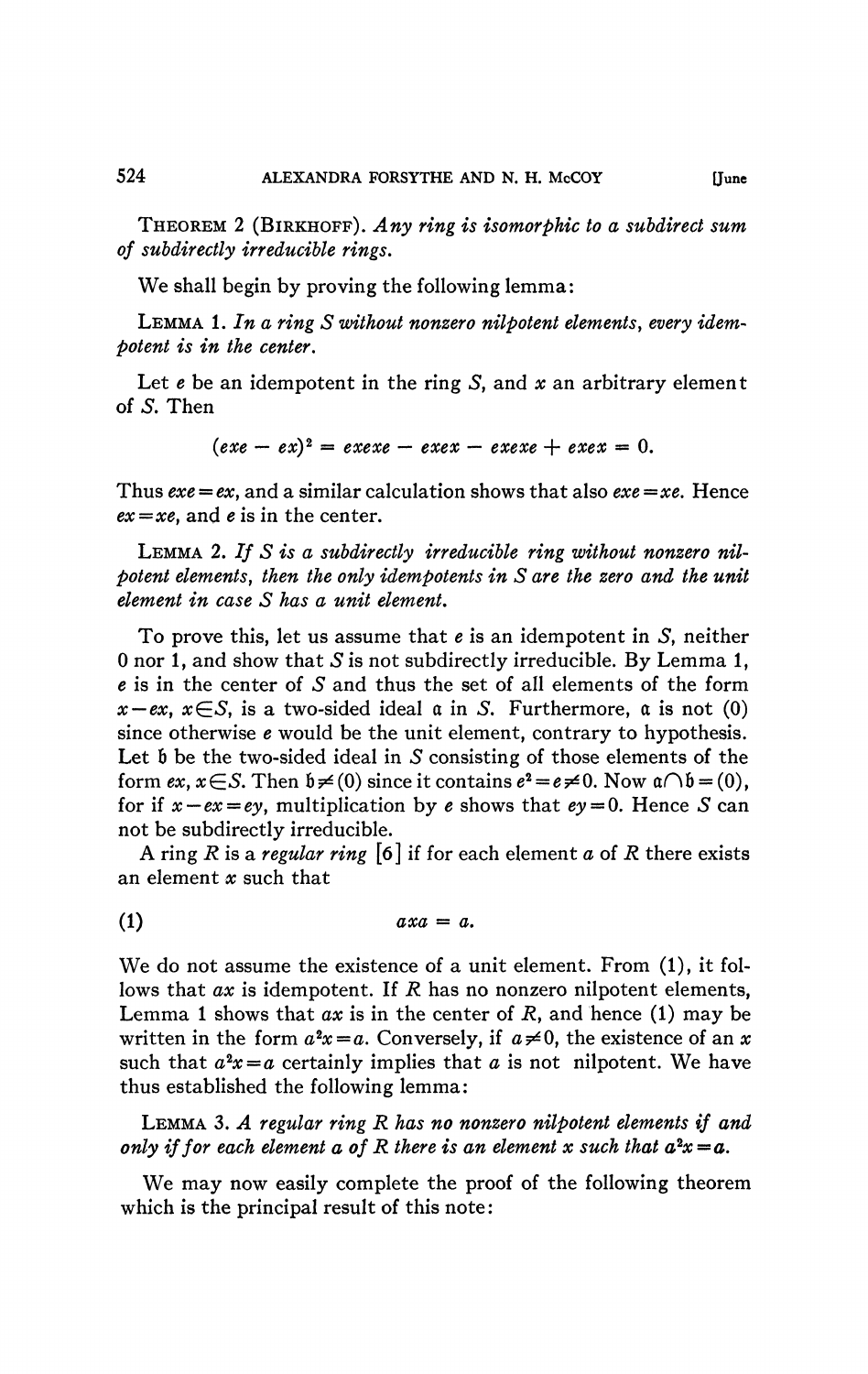THEOREM 2 (BIRKHOFF). *Any ring is isomorphic to a subdirect sum of subdirectly irreducible rings.*

We shall begin by proving the following lemma:

LEMMA 1. *In a ring $S$ without nonzero nilpotent elements, every idempotent is in the center.*

Let $e$ be an idempotent in the ring $S$, and $x$ an arbitrary element of $S$. Then

$$(exe - ex)^2 = exexe - exex - exexe + exex = 0.$$

Thus $exe = ex$, and a similar calculation shows that also $exe = xe$. Hence $ex = xe$, and $e$ is in the center.

LEMMA 2. *If $S$ is a subdirectly irreducible ring without nonzero nilpotent elements, then the only idempotents in $S$ are the zero and the unit element in case $S$ has a unit element.*

To prove this, let us assume that $e$ is an idempotent in $S$, neither 0 nor 1, and show that $S$ is not subdirectly irreducible. By Lemma 1, $e$ is in the center of $S$ and thus the set of all elements of the form $x - ex$, $x \in S$, is a two-sided ideal $\mathfrak{a}$ in $S$. Furthermore, $\mathfrak{a}$ is not (0) since otherwise $e$ would be the unit element, contrary to hypothesis. Let $\mathfrak{b}$ be the two-sided ideal in $S$ consisting of those elements of the form $ex$, $x \in S$. Then $\mathfrak{b} \neq (0)$ since it contains $e^2 = e \neq 0$. Now $\mathfrak{a} \cap \mathfrak{b} = (0)$, for if $x - ex = ey$, multiplication by $e$ shows that $ey = 0$. Hence $S$ can not be subdirectly irreducible.

A ring $R$ is a *regular ring* [6] if for each element $a$ of $R$ there exists an element $x$ such that

$$axa = a. \tag{1}$$

We do not assume the existence of a unit element. From (1), it follows that $ax$ is idempotent. If $R$ has no nonzero nilpotent elements, Lemma 1 shows that $ax$ is in the center of $R$, and hence (1) may be written in the form $a^2x = a$. Conversely, if $a \neq 0$, the existence of an $x$ such that $a^2x = a$ certainly implies that $a$ is not nilpotent. We have thus established the following lemma:

LEMMA 3. *A regular ring $R$ has no nonzero nilpotent elements if and only if for each element $a$ of $R$ there is an element $x$ such that $a^2x = a$.*

We may now easily complete the proof of the following theorem which is the principal result of this note: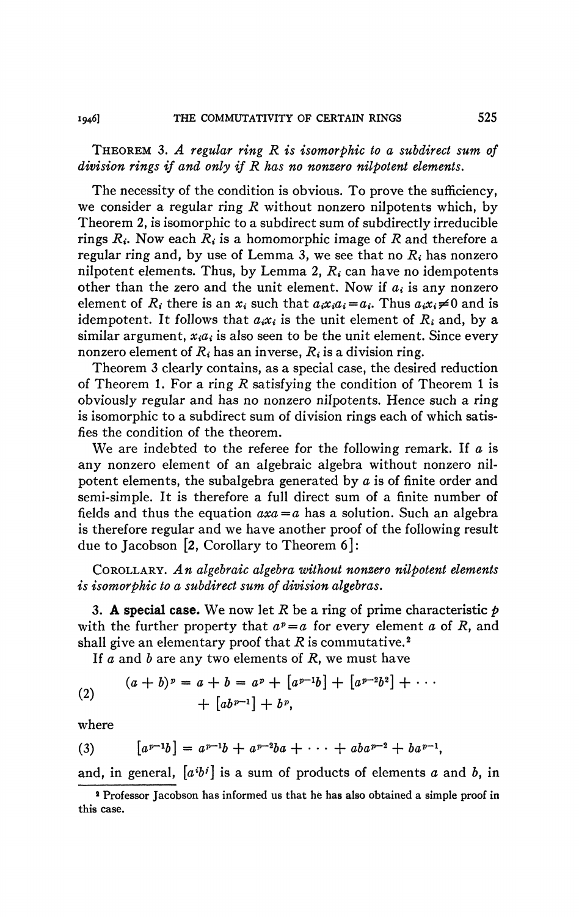**Theorem 3.** *A regular ring $R$ is isomorphic to a subdirect sum of division rings if and only if $R$ has no nonzero nilpotent elements.*

The necessity of the condition is obvious. To prove the sufficiency, we consider a regular ring $R$ without nonzero nilpotents which, by Theorem 2, is isomorphic to a subdirect sum of subdirectly irreducible rings $R_i$. Now each $R_i$ is a homomorphic image of $R$ and therefore a regular ring and, by use of Lemma 3, we see that no $R_i$ has nonzero nilpotent elements. Thus, by Lemma 2, $R_i$ can have no idempotents other than the zero and the unit element. Now if $a_i$ is any nonzero element of $R_i$ there is an $x_i$ such that $a_i x_i a_i = a_i$. Thus $a_i x_i \neq 0$ and is idempotent. It follows that $a_i x_i$ is the unit element of $R_i$ and, by a similar argument, $x_i a_i$ is also seen to be the unit element. Since every nonzero element of $R_i$ has an inverse, $R_i$ is a division ring.

Theorem 3 clearly contains, as a special case, the desired reduction of Theorem 1. For a ring $R$ satisfying the condition of Theorem 1 is obviously regular and has no nonzero nilpotents. Hence such a ring is isomorphic to a subdirect sum of division rings each of which satisfies the condition of the theorem.

We are indebted to the referee for the following remark. If $a$ is any nonzero element of an algebraic algebra without nonzero nilpotent elements, the subalgebra generated by $a$ is of finite order and semi-simple. It is therefore a full direct sum of a finite number of fields and thus the equation $axa = a$ has a solution. Such an algebra is therefore regular and we have another proof of the following result due to Jacobson [2, Corollary to Theorem 6]:

**Corollary.** *An algebraic algebra without nonzero nilpotent elements is isomorphic to a subdirect sum of division algebras.*

## 3. A special case.

We now let $R$ be a ring of prime characteristic $p$ with the further property that $a^p = a$ for every element $a$ of $R$, and shall give an elementary proof that $R$ is commutative.[2]

If $a$ and $b$ are any two elements of $R$, we must have

$$(a + b)^p = a + b = a^p + [a^{p-1}b] + [a^{p-2}b^2] + \cdots + [ab^{p-1}] + b^p, \tag{2}$$

where

$$[a^{p-1}b] = a^{p-1}b + a^{p-2}ba + \cdots + aba^{p-2} + ba^{p-1}, \tag{3}$$

and, in general, $[a^i b^j]$ is a sum of products of elements $a$ and $b$, in

[2] Professor Jacobson has informed us that he has also obtained a simple proof in this case.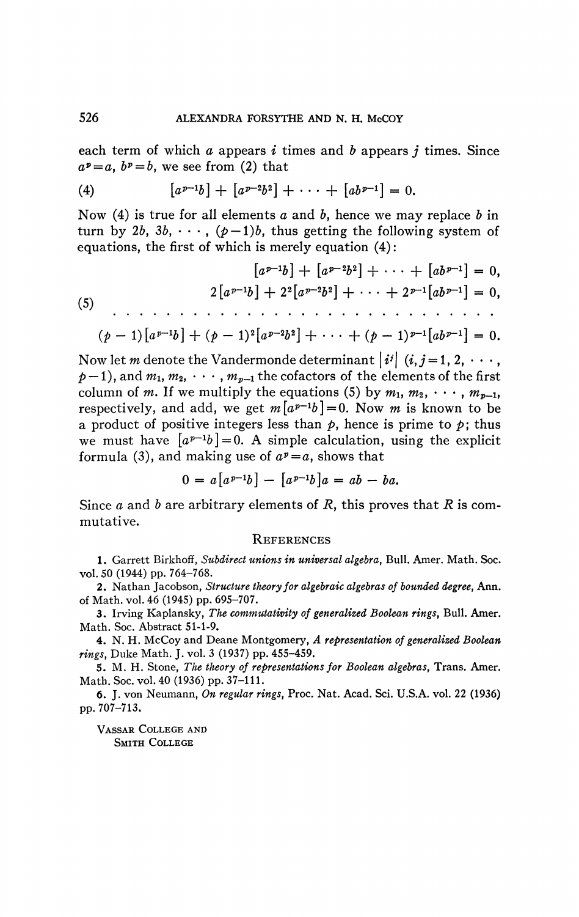each term of which $a$ appears $i$ times and $b$ appears $j$ times. Since $a^p = a$, $b^p = b$, we see from (2) that

$$[a^{p-1}b] + [a^{p-2}b^2] + \cdots + [ab^{p-1}] = 0. \tag{4}$$

Now (4) is true for all elements $a$ and $b$, hence we may replace $b$ in turn by $2b$, $3b$, $\cdots$, $(p-1)b$, thus getting the following system of equations, the first of which is merely equation (4):

$$\begin{aligned}
[a^{p-1}b] + [a^{p-2}b^2] + \cdots + [ab^{p-1}] &= 0, \\
2[a^{p-1}b] + 2^2[a^{p-2}b^2] + \cdots + 2^{p-1}[ab^{p-1}] &= 0, \\
\cdots\cdots\cdots\cdots\cdots\cdots\cdots\cdots\cdots\cdots\cdots\cdots\cdots & \\
(p-1)[a^{p-1}b] + (p-1)^2[a^{p-2}b^2] + \cdots + (p-1)^{p-1}[ab^{p-1}] &= 0.
\end{aligned} \tag{5}$$

Now let $m$ denote the Vandermonde determinant $|i^j|$ $(i, j = 1, 2, \cdots, p-1)$, and $m_1, m_2, \cdots, m_{p-1}$ the cofactors of the elements of the first column of $m$. If we multiply the equations (5) by $m_1, m_2, \cdots, m_{p-1}$, respectively, and add, we get $m[a^{p-1}b] = 0$. Now $m$ is known to be a product of positive integers less than $p$, hence is prime to $p$; thus we must have $[a^{p-1}b] = 0$. A simple calculation, using the explicit formula (3), and making use of $a^p = a$, shows that

$$0 = a[a^{p-1}b] - [a^{p-1}b]a = ab - ba.$$

Since $a$ and $b$ are arbitrary elements of $R$, this proves that $R$ is commutative.

## References

1. Garrett Birkhoff, *Subdirect unions in universal algebra*, Bull. Amer. Math. Soc. vol. 50 (1944) pp. 764–768.
2. Nathan Jacobson, *Structure theory for algebraic algebras of bounded degree*, Ann. of Math. vol. 46 (1945) pp. 695–707.
3. Irving Kaplansky, *The commutativity of generalized Boolean rings*, Bull. Amer. Math. Soc. Abstract 51-1-9.
4. N. H. McCoy and Deane Montgomery, *A representation of generalized Boolean rings*, Duke Math. J. vol. 3 (1937) pp. 455–459.
5. M. H. Stone, *The theory of representations for Boolean algebras*, Trans. Amer. Math. Soc. vol. 40 (1936) pp. 37–111.
6. J. von Neumann, *On regular rings*, Proc. Nat. Acad. Sci. U.S.A. vol. 22 (1936) pp. 707–713.

Vassar College and
Smith College